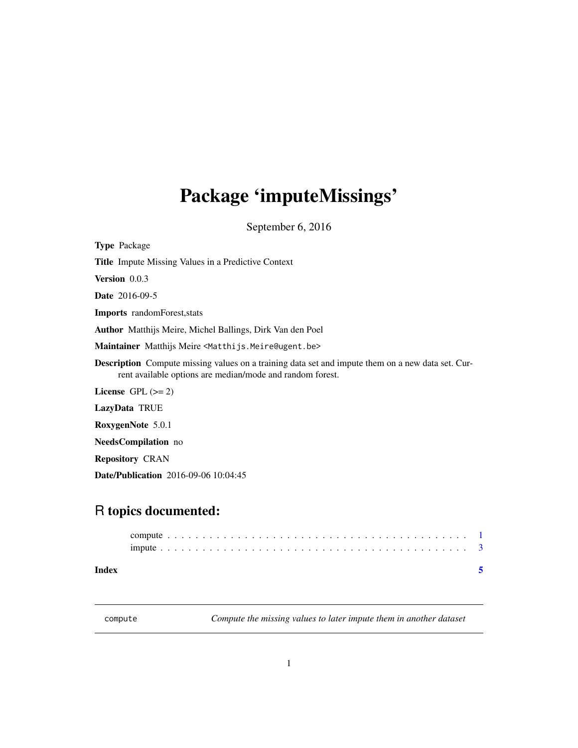# Package 'imputeMissings'

September 6, 2016

**Type** Package

**Title** Impute Missing Values in a Predictive Context

**Version** 0.0.3

**Date** 2016-09-5

**Imports** randomForest,stats

**Author** Matthijs Meire, Michel Ballings, Dirk Van den Poel

**Maintainer** Matthijs Meire <Matthijs.Meire@ugent.be>

**Description** Compute missing values on a training data set and impute them on a new data set. Current available options are median/mode and random forest.

**License** GPL (>= 2)

**LazyData** TRUE

**RoxygenNote** 5.0.1

**NeedsCompilation** no

**Repository** CRAN

**Date/Publication** 2016-09-06 10:04:45

## R topics documented:

- compute . . . . . . . . . . . . . . . . . . . . . . . . . . . . . . . . . . . . . . . . . . 1
- impute . . . . . . . . . . . . . . . . . . . . . . . . . . . . . . . . . . . . . . . . . . . 3

**Index** 5

---

`compute` *Compute the missing values to later impute them in another dataset*

---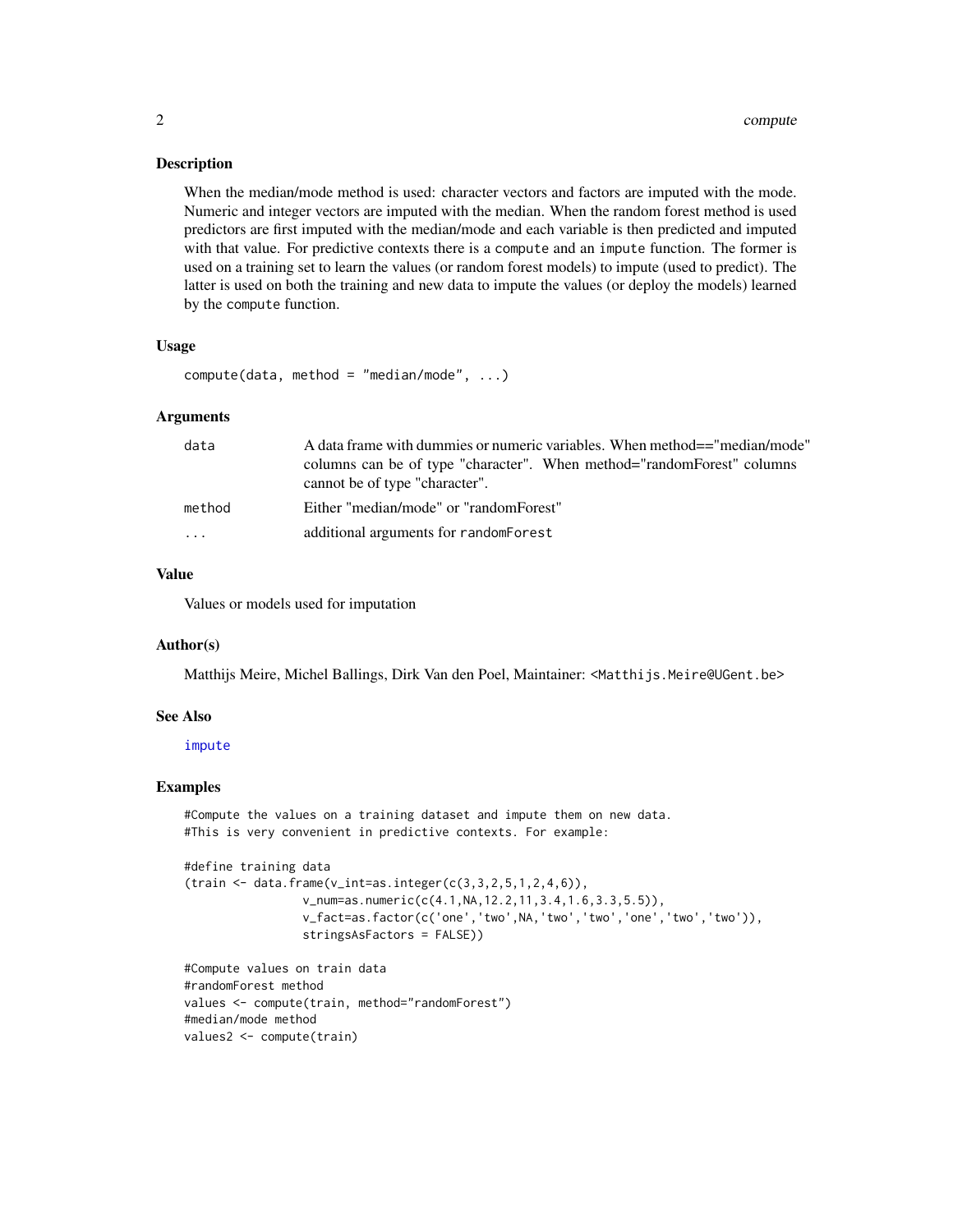## Description

When the median/mode method is used: character vectors and factors are imputed with the mode. Numeric and integer vectors are imputed with the median. When the random forest method is used predictors are first imputed with the median/mode and each variable is then predicted and imputed with that value. For predictive contexts there is a `compute` and an `impute` function. The former is used on a training set to learn the values (or random forest models) to impute (used to predict). The latter is used on both the training and new data to impute the values (or deploy the models) learned by the `compute` function.

## Usage

```
compute(data, method = "median/mode", ...)
```

## Arguments

| | |
|---|---|
| `data` | A data frame with dummies or numeric variables. When method=="median/mode" columns can be of type "character". When method="randomForest" columns cannot be of type "character". |
| `method` | Either "median/mode" or "randomForest" |
| `...` | additional arguments for `randomForest` |

## Value

Values or models used for imputation

## Author(s)

Matthijs Meire, Michel Ballings, Dirk Van den Poel, Maintainer: <Matthijs.Meire@UGent.be>

## See Also

`impute`

## Examples

```
#Compute the values on a training dataset and impute them on new data.
#This is very convenient in predictive contexts. For example:

#define training data
(train <- data.frame(v_int=as.integer(c(3,3,2,5,1,2,4,6)),
                 v_num=as.numeric(c(4.1,NA,12.2,11,3.4,1.6,3.3,5.5)),
                 v_fact=as.factor(c('one','two',NA,'two','two','one','two','two')),
                 stringsAsFactors = FALSE))

#Compute values on train data
#randomForest method
values <- compute(train, method="randomForest")
#median/mode method
values2 <- compute(train)
```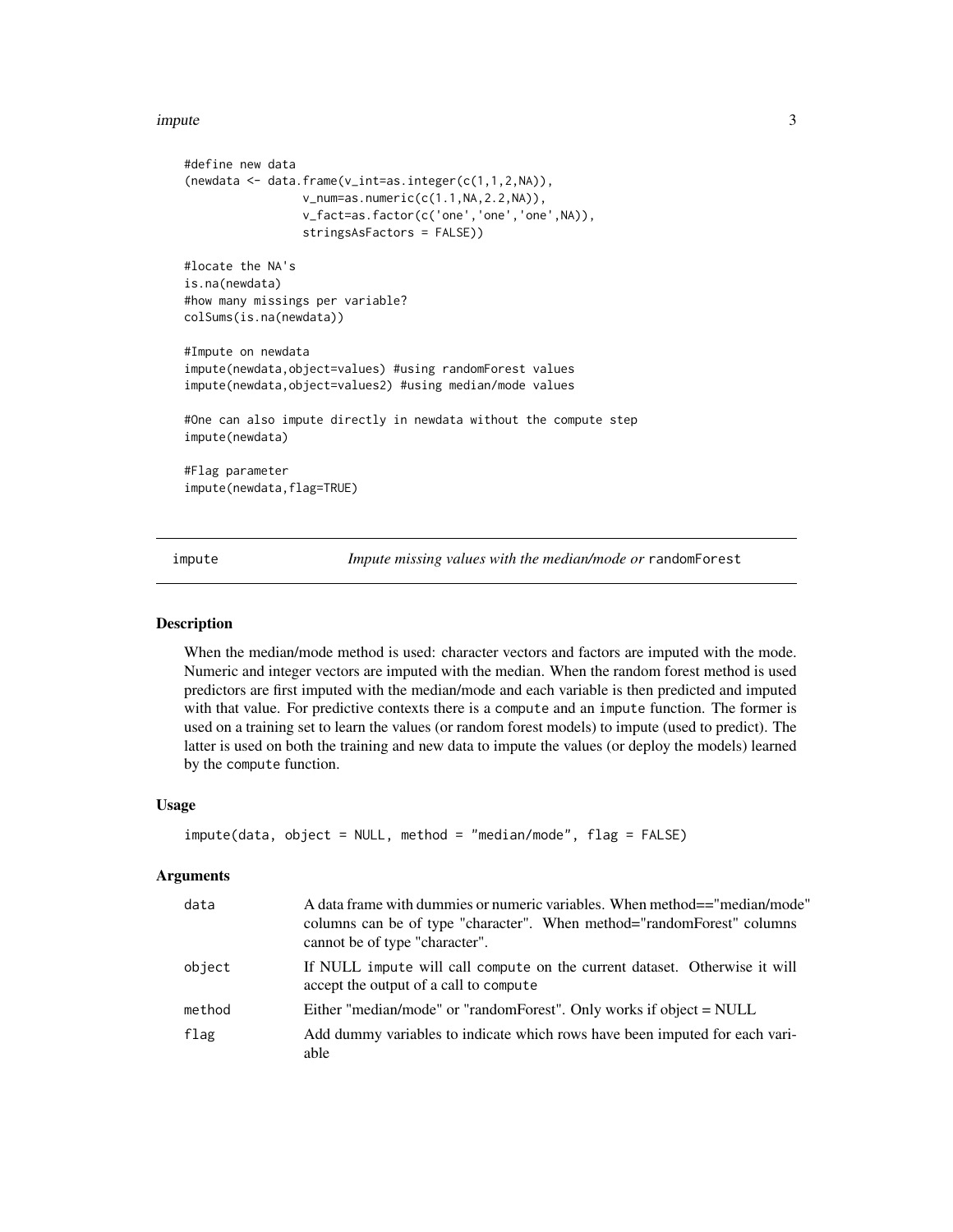```
#define new data
(newdata <- data.frame(v_int=as.integer(c(1,1,2,NA)),
                 v_num=as.numeric(c(1.1,NA,2.2,NA)),
                 v_fact=as.factor(c('one','one','one',NA)),
                 stringsAsFactors = FALSE))

#locate the NA's
is.na(newdata)
#how many missings per variable?
colSums(is.na(newdata))

#Impute on newdata
impute(newdata,object=values) #using randomForest values
impute(newdata,object=values2) #using median/mode values

#One can also impute directly in newdata without the compute step
impute(newdata)

#Flag parameter
impute(newdata,flag=TRUE)
```

---

## impute — *Impute missing values with the median/mode or* `randomForest`

### Description

When the median/mode method is used: character vectors and factors are imputed with the mode. Numeric and integer vectors are imputed with the median. When the random forest method is used predictors are first imputed with the median/mode and each variable is then predicted and imputed with that value. For predictive contexts there is a `compute` and an `impute` function. The former is used on a training set to learn the values (or random forest models) to impute (used to predict). The latter is used on both the training and new data to impute the values (or deploy the models) learned by the `compute` function.

### Usage

```
impute(data, object = NULL, method = "median/mode", flag = FALSE)
```

### Arguments

| | |
|---|---|
| `data` | A data frame with dummies or numeric variables. When method=="median/mode" columns can be of type "character". When method="randomForest" columns cannot be of type "character". |
| `object` | If NULL `impute` will call `compute` on the current dataset. Otherwise it will accept the output of a call to `compute` |
| `method` | Either "median/mode" or "randomForest". Only works if object = NULL |
| `flag` | Add dummy variables to indicate which rows have been imputed for each variable |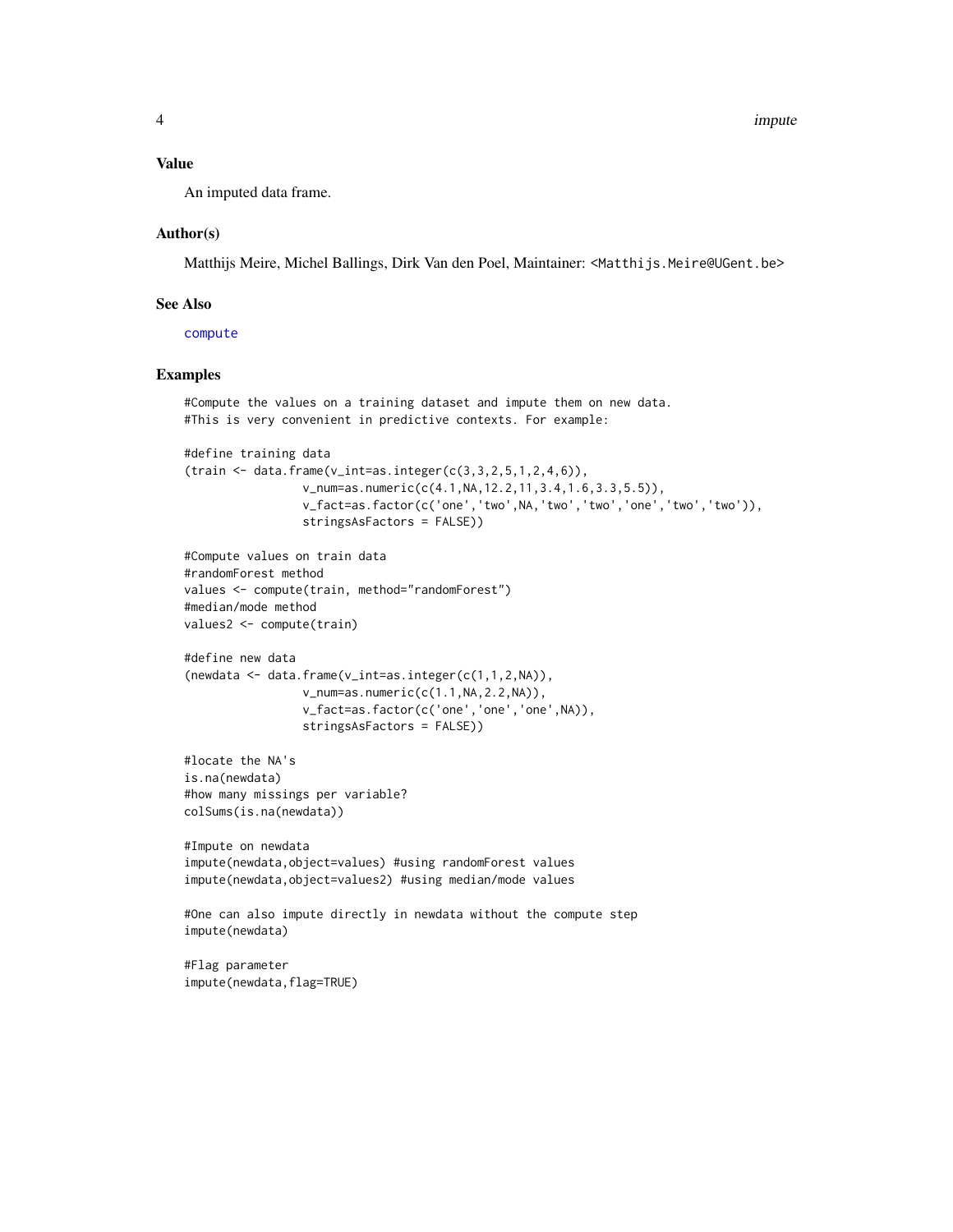### Value

An imputed data frame.

### Author(s)

Matthijs Meire, Michel Ballings, Dirk Van den Poel, Maintainer: <Matthijs.Meire@UGent.be>

### See Also

compute

### Examples

```
#Compute the values on a training dataset and impute them on new data.
#This is very convenient in predictive contexts. For example:

#define training data
(train <- data.frame(v_int=as.integer(c(3,3,2,5,1,2,4,6)),
                 v_num=as.numeric(c(4.1,NA,12.2,11,3.4,1.6,3.3,5.5)),
                 v_fact=as.factor(c('one','two',NA,'two','two','one','two','two')),
                 stringsAsFactors = FALSE))

#Compute values on train data
#randomForest method
values <- compute(train, method="randomForest")
#median/mode method
values2 <- compute(train)

#define new data
(newdata <- data.frame(v_int=as.integer(c(1,1,2,NA)),
                 v_num=as.numeric(c(1.1,NA,2.2,NA)),
                 v_fact=as.factor(c('one','one','one',NA)),
                 stringsAsFactors = FALSE))

#locate the NA's
is.na(newdata)
#how many missings per variable?
colSums(is.na(newdata))

#Impute on newdata
impute(newdata,object=values) #using randomForest values
impute(newdata,object=values2) #using median/mode values

#One can also impute directly in newdata without the compute step
impute(newdata)

#Flag parameter
impute(newdata,flag=TRUE)
```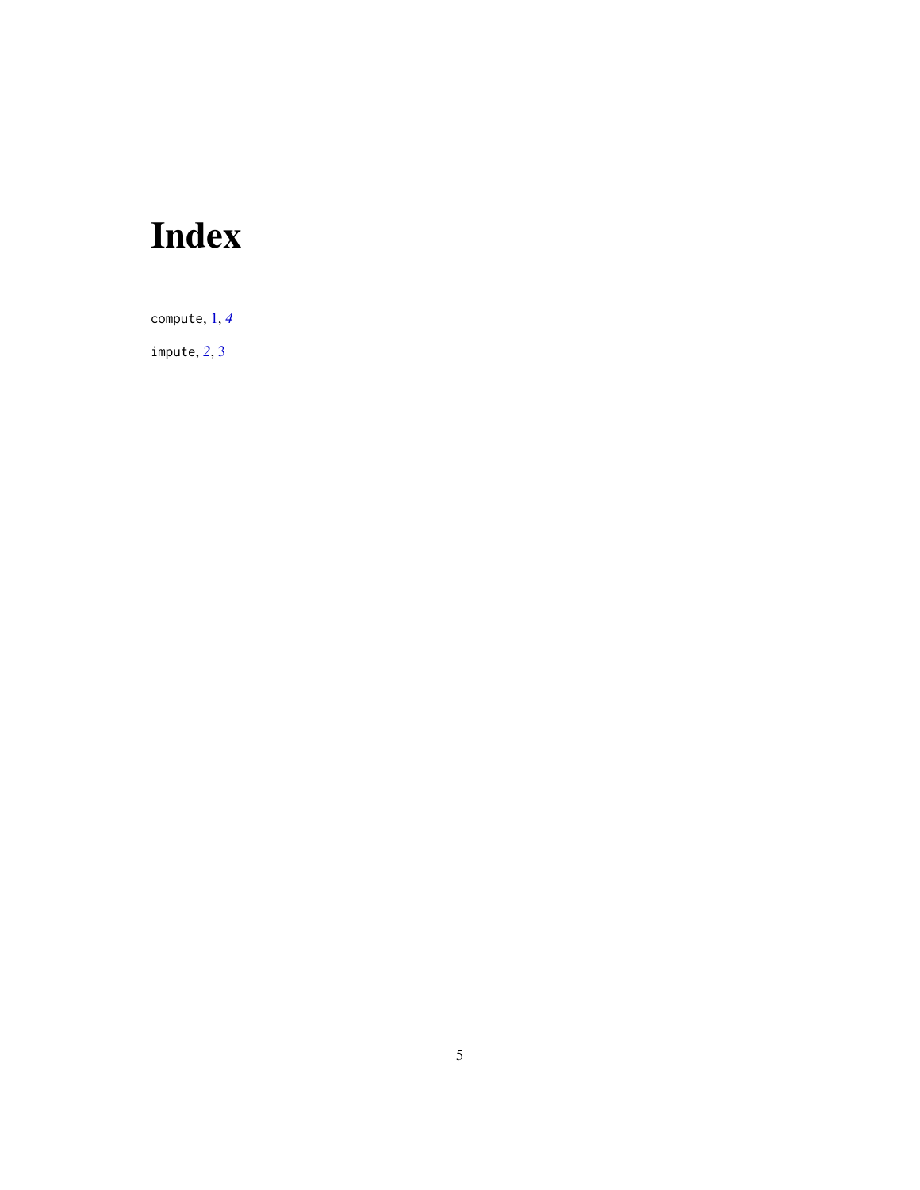# Index

`compute`, 1, *4*

`impute`, *2*, 3